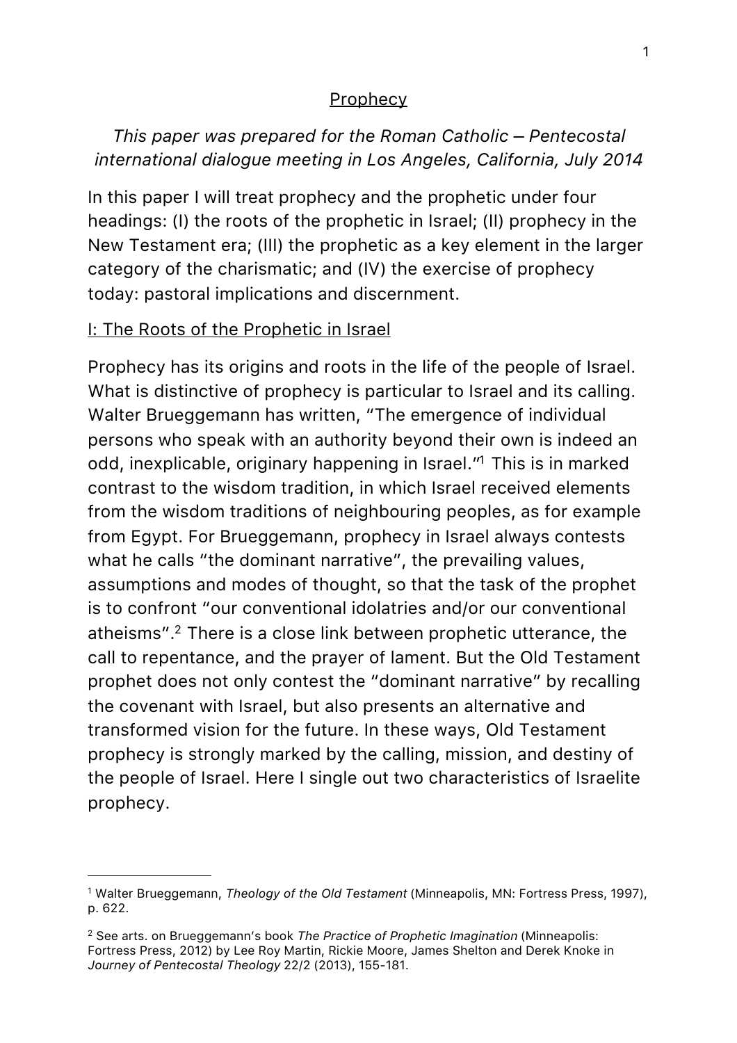# Prophecy

*This paper was prepared for the Roman Catholic – Pentecostal international dialogue meeting in Los Angeles, California, July 2014*

In this paper I will treat prophecy and the prophetic under four headings: (I) the roots of the prophetic in Israel; (II) prophecy in the New Testament era; (III) the prophetic as a key element in the larger category of the charismatic; and (IV) the exercise of prophecy today: pastoral implications and discernment.

## I: The Roots of the Prophetic in Israel

Prophecy has its origins and roots in the life of the people of Israel. What is distinctive of prophecy is particular to Israel and its calling. Walter Brueggemann has written, "The emergence of individual persons who speak with an authority beyond their own is indeed an odd, inexplicable, originary happening in Israel."[1] This is in marked contrast to the wisdom tradition, in which Israel received elements from the wisdom traditions of neighbouring peoples, as for example from Egypt. For Brueggemann, prophecy in Israel always contests what he calls "the dominant narrative", the prevailing values, assumptions and modes of thought, so that the task of the prophet is to confront "our conventional idolatries and/or our conventional atheisms".[2] There is a close link between prophetic utterance, the call to repentance, and the prayer of lament. But the Old Testament prophet does not only contest the "dominant narrative" by recalling the covenant with Israel, but also presents an alternative and transformed vision for the future. In these ways, Old Testament prophecy is strongly marked by the calling, mission, and destiny of the people of Israel. Here I single out two characteristics of Israelite prophecy.

---

[1] Walter Brueggemann, *Theology of the Old Testament* (Minneapolis, MN: Fortress Press, 1997), p. 622.

[2] See arts. on Brueggemann's book *The Practice of Prophetic Imagination* (Minneapolis: Fortress Press, 2012) by Lee Roy Martin, Rickie Moore, James Shelton and Derek Knoke in *Journey of Pentecostal Theology* 22/2 (2013), 155-181.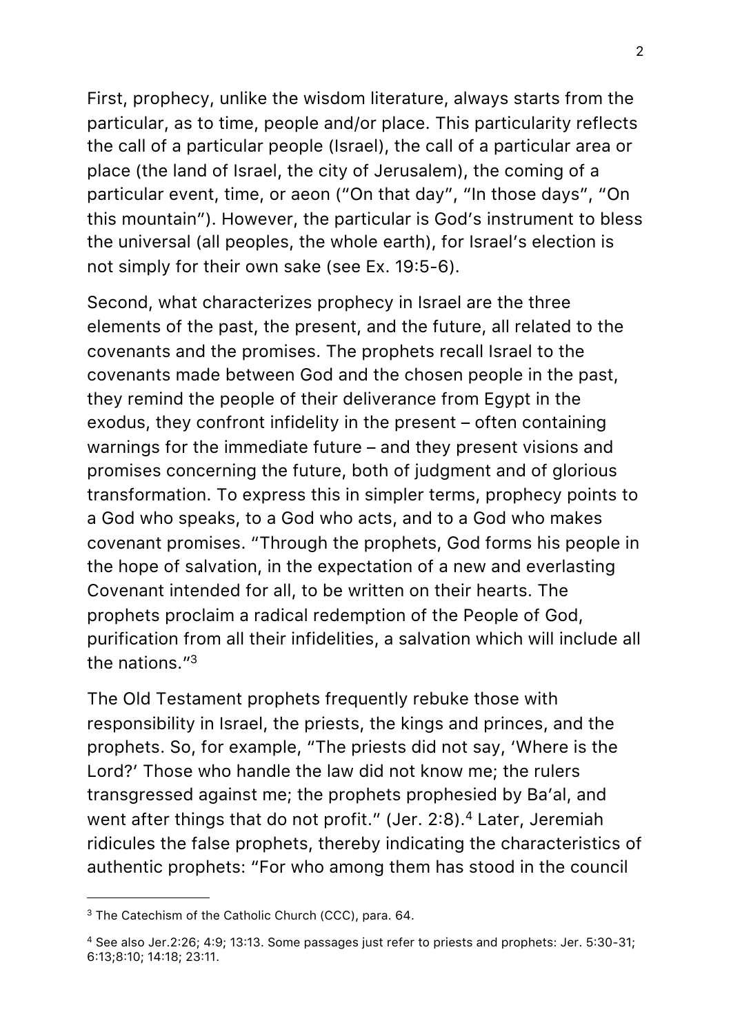First, prophecy, unlike the wisdom literature, always starts from the particular, as to time, people and/or place. This particularity reflects the call of a particular people (Israel), the call of a particular area or place (the land of Israel, the city of Jerusalem), the coming of a particular event, time, or aeon ("On that day", "In those days", "On this mountain"). However, the particular is God's instrument to bless the universal (all peoples, the whole earth), for Israel's election is not simply for their own sake (see Ex. 19:5-6).

Second, what characterizes prophecy in Israel are the three elements of the past, the present, and the future, all related to the covenants and the promises. The prophets recall Israel to the covenants made between God and the chosen people in the past, they remind the people of their deliverance from Egypt in the exodus, they confront infidelity in the present – often containing warnings for the immediate future – and they present visions and promises concerning the future, both of judgment and of glorious transformation. To express this in simpler terms, prophecy points to a God who speaks, to a God who acts, and to a God who makes covenant promises. "Through the prophets, God forms his people in the hope of salvation, in the expectation of a new and everlasting Covenant intended for all, to be written on their hearts. The prophets proclaim a radical redemption of the People of God, purification from all their infidelities, a salvation which will include all the nations."[3]

The Old Testament prophets frequently rebuke those with responsibility in Israel, the priests, the kings and princes, and the prophets. So, for example, "The priests did not say, 'Where is the Lord?' Those who handle the law did not know me; the rulers transgressed against me; the prophets prophesied by Ba'al, and went after things that do not profit." (Jer. 2:8).[4] Later, Jeremiah ridicules the false prophets, thereby indicating the characteristics of authentic prophets: "For who among them has stood in the council

---

[3] The Catechism of the Catholic Church (CCC), para. 64.

[4] See also Jer.2:26; 4:9; 13:13. Some passages just refer to priests and prophets: Jer. 5:30-31; 6:13;8:10; 14:18; 23:11.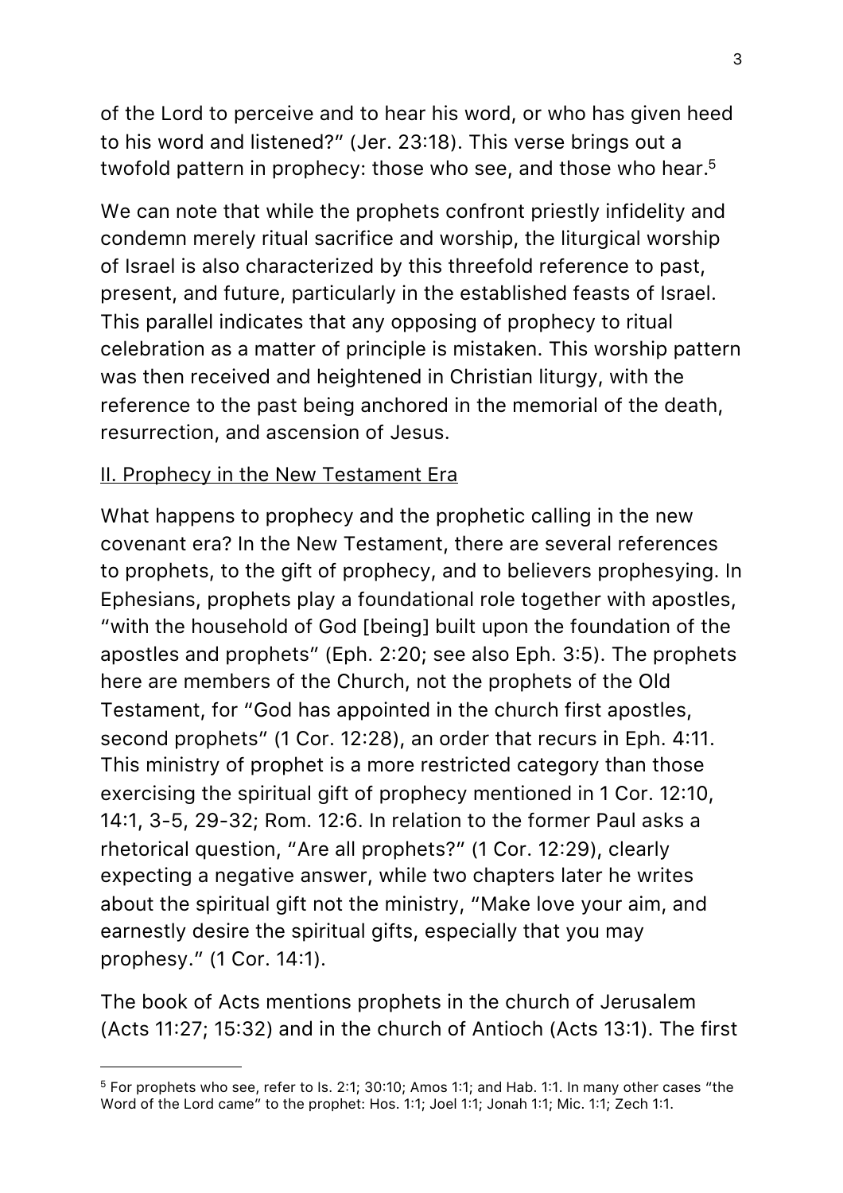of the Lord to perceive and to hear his word, or who has given heed to his word and listened?" (Jer. 23:18). This verse brings out a twofold pattern in prophecy: those who see, and those who hear.[5]

We can note that while the prophets confront priestly infidelity and condemn merely ritual sacrifice and worship, the liturgical worship of Israel is also characterized by this threefold reference to past, present, and future, particularly in the established feasts of Israel. This parallel indicates that any opposing of prophecy to ritual celebration as a matter of principle is mistaken. This worship pattern was then received and heightened in Christian liturgy, with the reference to the past being anchored in the memorial of the death, resurrection, and ascension of Jesus.

## II. Prophecy in the New Testament Era

What happens to prophecy and the prophetic calling in the new covenant era? In the New Testament, there are several references to prophets, to the gift of prophecy, and to believers prophesying. In Ephesians, prophets play a foundational role together with apostles, "with the household of God [being] built upon the foundation of the apostles and prophets" (Eph. 2:20; see also Eph. 3:5). The prophets here are members of the Church, not the prophets of the Old Testament, for "God has appointed in the church first apostles, second prophets" (1 Cor. 12:28), an order that recurs in Eph. 4:11. This ministry of prophet is a more restricted category than those exercising the spiritual gift of prophecy mentioned in 1 Cor. 12:10, 14:1, 3-5, 29-32; Rom. 12:6. In relation to the former Paul asks a rhetorical question, "Are all prophets?" (1 Cor. 12:29), clearly expecting a negative answer, while two chapters later he writes about the spiritual gift not the ministry, "Make love your aim, and earnestly desire the spiritual gifts, especially that you may prophesy." (1 Cor. 14:1).

The book of Acts mentions prophets in the church of Jerusalem (Acts 11:27; 15:32) and in the church of Antioch (Acts 13:1). The first

---

[5] For prophets who see, refer to Is. 2:1; 30:10; Amos 1:1; and Hab. 1:1. In many other cases "the Word of the Lord came" to the prophet: Hos. 1:1; Joel 1:1; Jonah 1:1; Mic. 1:1; Zech 1:1.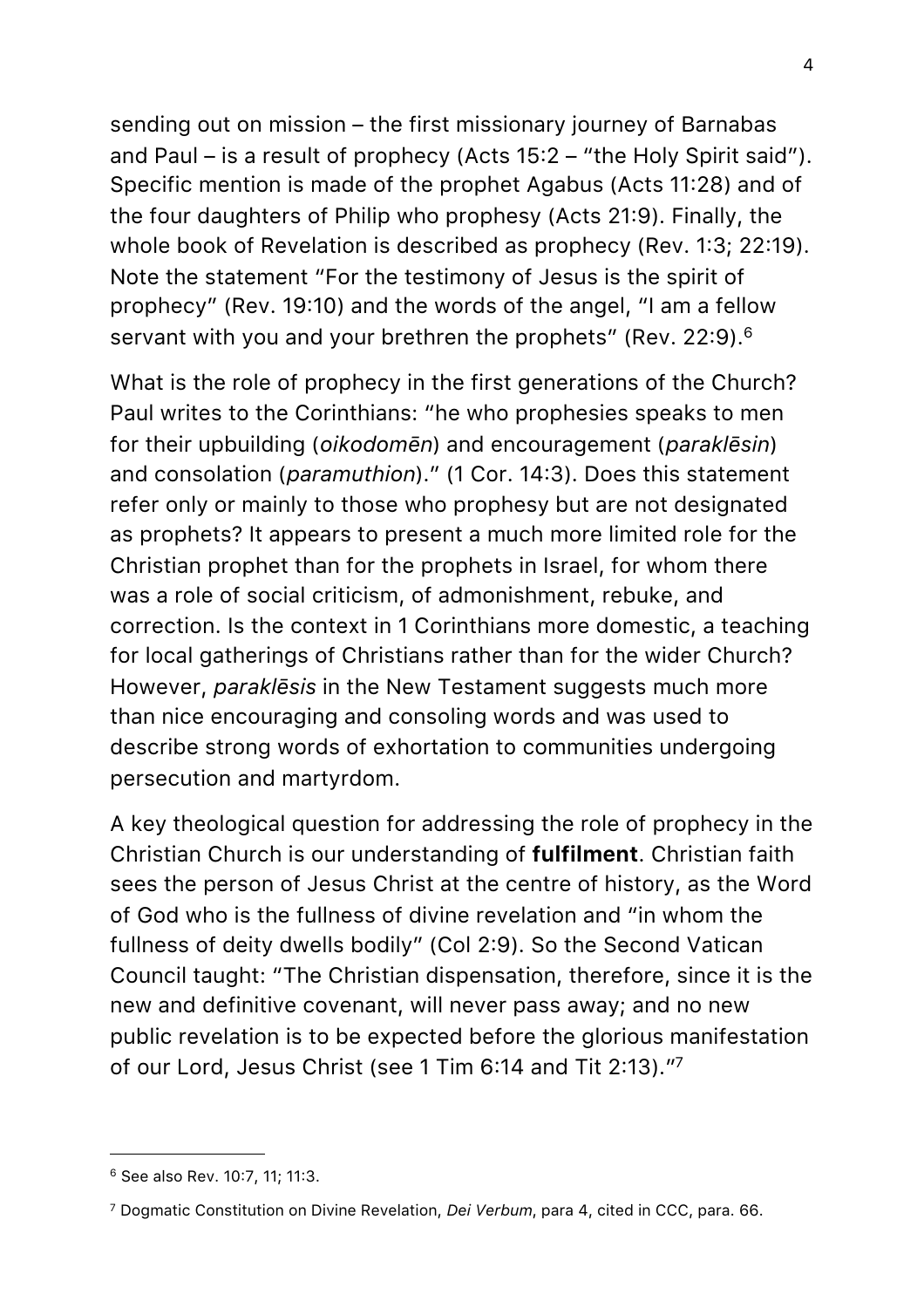sending out on mission – the first missionary journey of Barnabas and Paul – is a result of prophecy (Acts 15:2 – "the Holy Spirit said"). Specific mention is made of the prophet Agabus (Acts 11:28) and of the four daughters of Philip who prophesy (Acts 21:9). Finally, the whole book of Revelation is described as prophecy (Rev. 1:3; 22:19). Note the statement "For the testimony of Jesus is the spirit of prophecy" (Rev. 19:10) and the words of the angel, "I am a fellow servant with you and your brethren the prophets" (Rev. 22:9).[6]

What is the role of prophecy in the first generations of the Church? Paul writes to the Corinthians: "he who prophesies speaks to men for their upbuilding (*oikodomēn*) and encouragement (*paraklēsin*) and consolation (*paramuthion*)." (1 Cor. 14:3). Does this statement refer only or mainly to those who prophesy but are not designated as prophets? It appears to present a much more limited role for the Christian prophet than for the prophets in Israel, for whom there was a role of social criticism, of admonishment, rebuke, and correction. Is the context in 1 Corinthians more domestic, a teaching for local gatherings of Christians rather than for the wider Church? However, *paraklēsis* in the New Testament suggests much more than nice encouraging and consoling words and was used to describe strong words of exhortation to communities undergoing persecution and martyrdom.

A key theological question for addressing the role of prophecy in the Christian Church is our understanding of **fulfilment**. Christian faith sees the person of Jesus Christ at the centre of history, as the Word of God who is the fullness of divine revelation and "in whom the fullness of deity dwells bodily" (Col 2:9). So the Second Vatican Council taught: "The Christian dispensation, therefore, since it is the new and definitive covenant, will never pass away; and no new public revelation is to be expected before the glorious manifestation of our Lord, Jesus Christ (see 1 Tim 6:14 and Tit 2:13)."[7]

---

[6] See also Rev. 10:7, 11; 11:3.

[7] Dogmatic Constitution on Divine Revelation, *Dei Verbum*, para 4, cited in CCC, para. 66.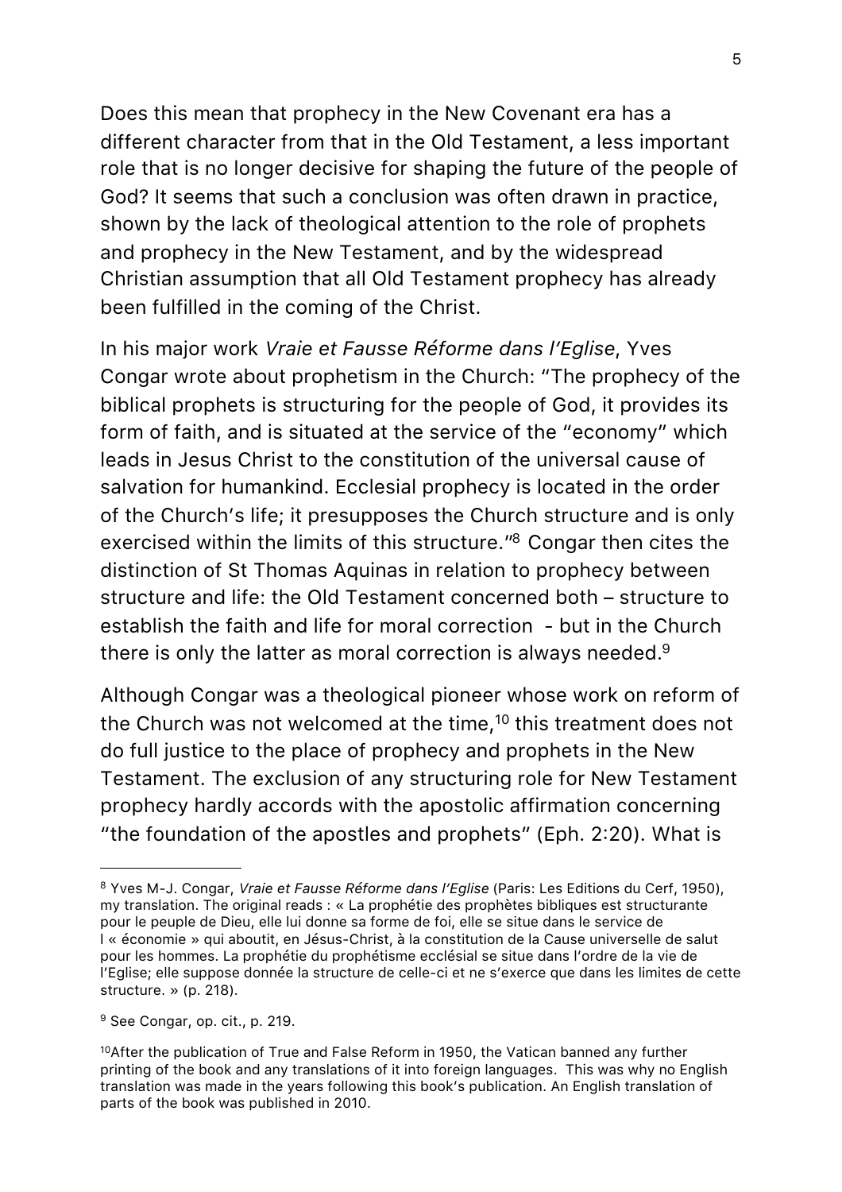Does this mean that prophecy in the New Covenant era has a different character from that in the Old Testament, a less important role that is no longer decisive for shaping the future of the people of God? It seems that such a conclusion was often drawn in practice, shown by the lack of theological attention to the role of prophets and prophecy in the New Testament, and by the widespread Christian assumption that all Old Testament prophecy has already been fulfilled in the coming of the Christ.

In his major work *Vraie et Fausse Réforme dans l'Eglise*, Yves Congar wrote about prophetism in the Church: "The prophecy of the biblical prophets is structuring for the people of God, it provides its form of faith, and is situated at the service of the "economy" which leads in Jesus Christ to the constitution of the universal cause of salvation for humankind. Ecclesial prophecy is located in the order of the Church's life; it presupposes the Church structure and is only exercised within the limits of this structure."[8] Congar then cites the distinction of St Thomas Aquinas in relation to prophecy between structure and life: the Old Testament concerned both – structure to establish the faith and life for moral correction - but in the Church there is only the latter as moral correction is always needed.[9]

Although Congar was a theological pioneer whose work on reform of the Church was not welcomed at the time,[10] this treatment does not do full justice to the place of prophecy and prophets in the New Testament. The exclusion of any structuring role for New Testament prophecy hardly accords with the apostolic affirmation concerning "the foundation of the apostles and prophets" (Eph. 2:20). What is

---

[8] Yves M-J. Congar, *Vraie et Fausse Réforme dans l'Eglise* (Paris: Les Editions du Cerf, 1950), my translation. The original reads : « La prophétie des prophètes bibliques est structurante pour le peuple de Dieu, elle lui donne sa forme de foi, elle se situe dans le service de l « économie » qui aboutit, en Jésus-Christ, à la constitution de la Cause universelle de salut pour les hommes. La prophétie du prophétisme ecclésial se situe dans l'ordre de la vie de l'Eglise; elle suppose donnée la structure de celle-ci et ne s'exerce que dans les limites de cette structure. » (p. 218).

[9] See Congar, op. cit., p. 219.

[10] After the publication of True and False Reform in 1950, the Vatican banned any further printing of the book and any translations of it into foreign languages. This was why no English translation was made in the years following this book's publication. An English translation of parts of the book was published in 2010.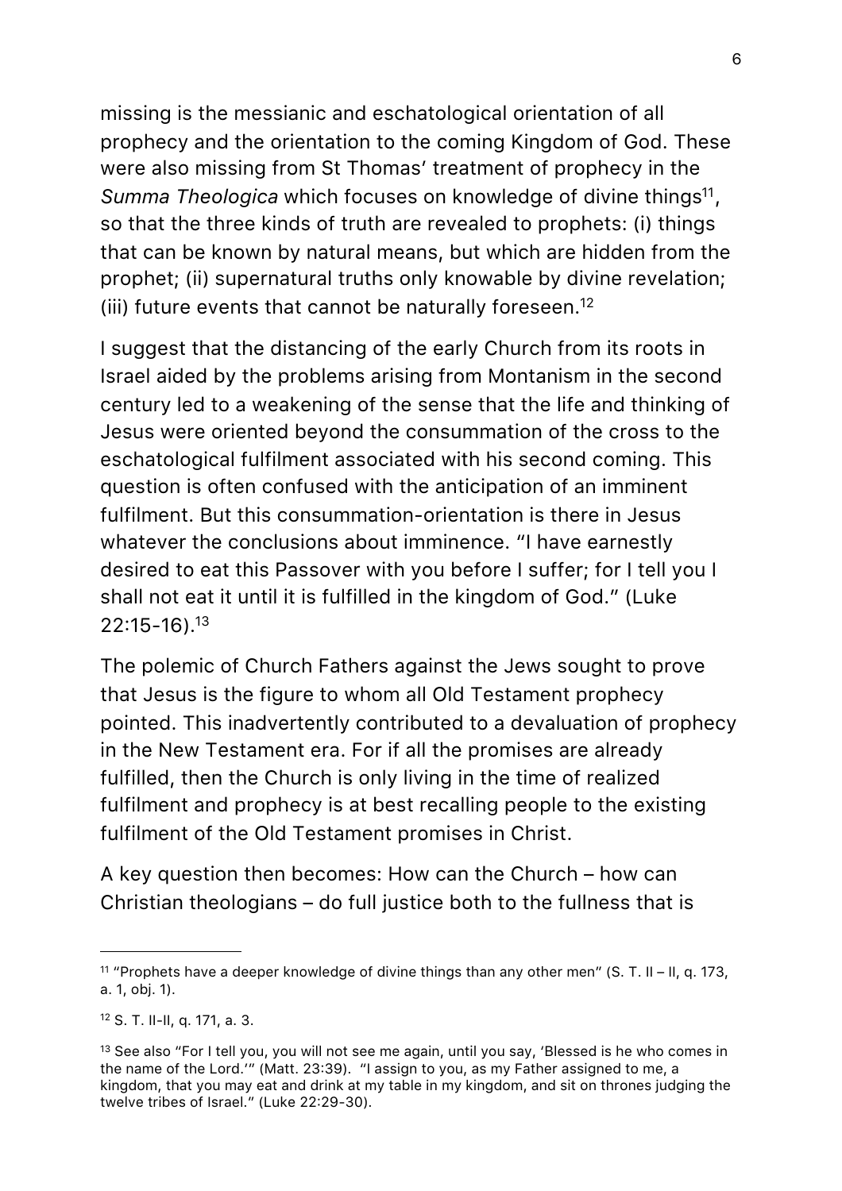missing is the messianic and eschatological orientation of all prophecy and the orientation to the coming Kingdom of God. These were also missing from St Thomas' treatment of prophecy in the *Summa Theologica* which focuses on knowledge of divine things[11], so that the three kinds of truth are revealed to prophets: (i) things that can be known by natural means, but which are hidden from the prophet; (ii) supernatural truths only knowable by divine revelation; (iii) future events that cannot be naturally foreseen.[12]

I suggest that the distancing of the early Church from its roots in Israel aided by the problems arising from Montanism in the second century led to a weakening of the sense that the life and thinking of Jesus were oriented beyond the consummation of the cross to the eschatological fulfilment associated with his second coming. This question is often confused with the anticipation of an imminent fulfilment. But this consummation-orientation is there in Jesus whatever the conclusions about imminence. "I have earnestly desired to eat this Passover with you before I suffer; for I tell you I shall not eat it until it is fulfilled in the kingdom of God." (Luke 22:15-16).[13]

The polemic of Church Fathers against the Jews sought to prove that Jesus is the figure to whom all Old Testament prophecy pointed. This inadvertently contributed to a devaluation of prophecy in the New Testament era. For if all the promises are already fulfilled, then the Church is only living in the time of realized fulfilment and prophecy is at best recalling people to the existing fulfilment of the Old Testament promises in Christ.

A key question then becomes: How can the Church – how can Christian theologians – do full justice both to the fullness that is

---

[11] "Prophets have a deeper knowledge of divine things than any other men" (S. T. II – II, q. 173, a. 1, obj. 1).

[12] S. T. II-II, q. 171, a. 3.

[13] See also "For I tell you, you will not see me again, until you say, 'Blessed is he who comes in the name of the Lord.'" (Matt. 23:39). "I assign to you, as my Father assigned to me, a kingdom, that you may eat and drink at my table in my kingdom, and sit on thrones judging the twelve tribes of Israel." (Luke 22:29-30).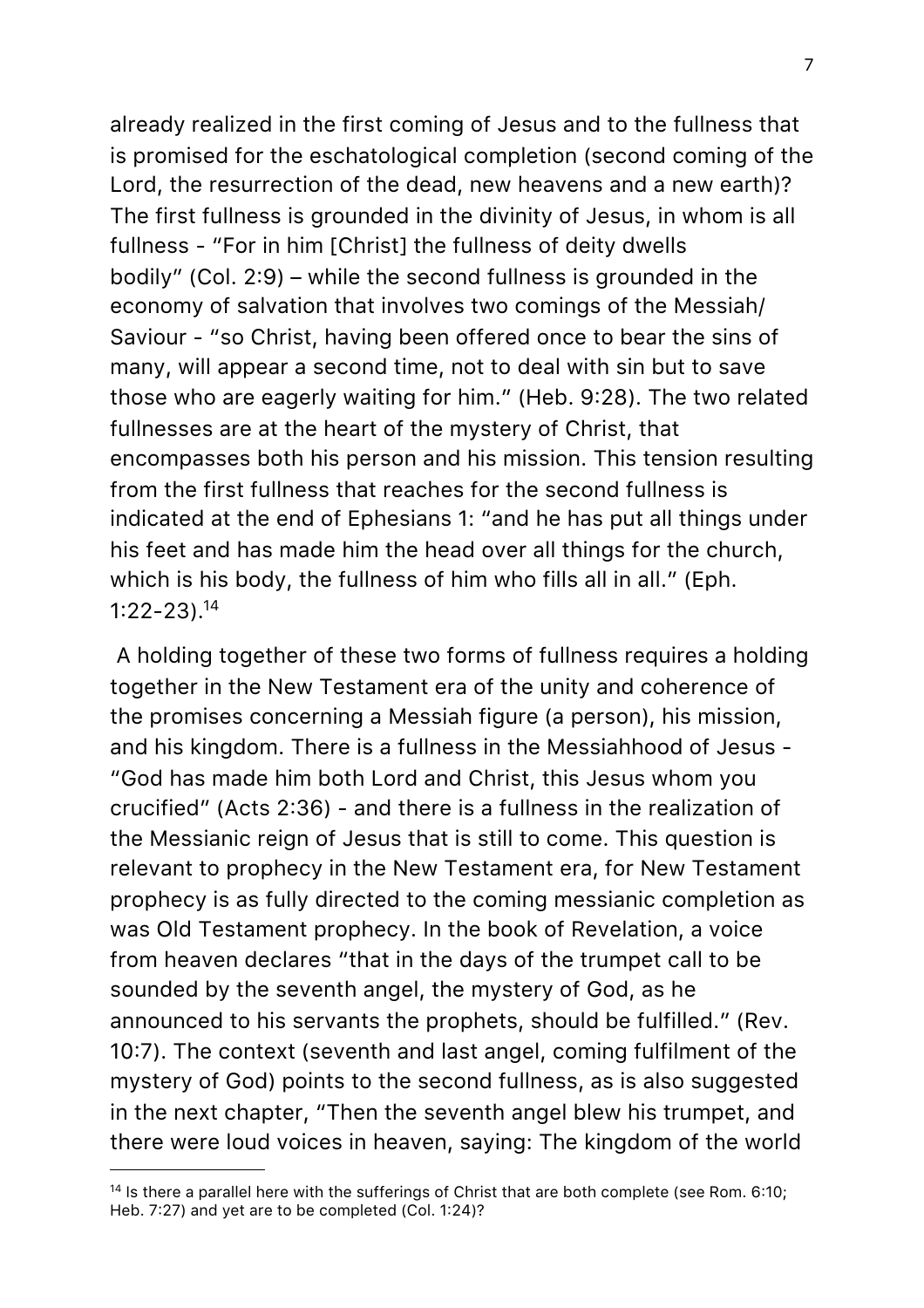already realized in the first coming of Jesus and to the fullness that is promised for the eschatological completion (second coming of the Lord, the resurrection of the dead, new heavens and a new earth)? The first fullness is grounded in the divinity of Jesus, in whom is all fullness - "For in him [Christ] the fullness of deity dwells bodily" (Col. 2:9) – while the second fullness is grounded in the economy of salvation that involves two comings of the Messiah/ Saviour - "so Christ, having been offered once to bear the sins of many, will appear a second time, not to deal with sin but to save those who are eagerly waiting for him." (Heb. 9:28). The two related fullnesses are at the heart of the mystery of Christ, that encompasses both his person and his mission. This tension resulting from the first fullness that reaches for the second fullness is indicated at the end of Ephesians 1: "and he has put all things under his feet and has made him the head over all things for the church, which is his body, the fullness of him who fills all in all." (Eph. 1:22-23).[14]

A holding together of these two forms of fullness requires a holding together in the New Testament era of the unity and coherence of the promises concerning a Messiah figure (a person), his mission, and his kingdom. There is a fullness in the Messiahhood of Jesus - "God has made him both Lord and Christ, this Jesus whom you crucified" (Acts 2:36) - and there is a fullness in the realization of the Messianic reign of Jesus that is still to come. This question is relevant to prophecy in the New Testament era, for New Testament prophecy is as fully directed to the coming messianic completion as was Old Testament prophecy. In the book of Revelation, a voice from heaven declares "that in the days of the trumpet call to be sounded by the seventh angel, the mystery of God, as he announced to his servants the prophets, should be fulfilled." (Rev. 10:7). The context (seventh and last angel, coming fulfilment of the mystery of God) points to the second fullness, as is also suggested in the next chapter, "Then the seventh angel blew his trumpet, and there were loud voices in heaven, saying: The kingdom of the world

---

[14] Is there a parallel here with the sufferings of Christ that are both complete (see Rom. 6:10; Heb. 7:27) and yet are to be completed (Col. 1:24)?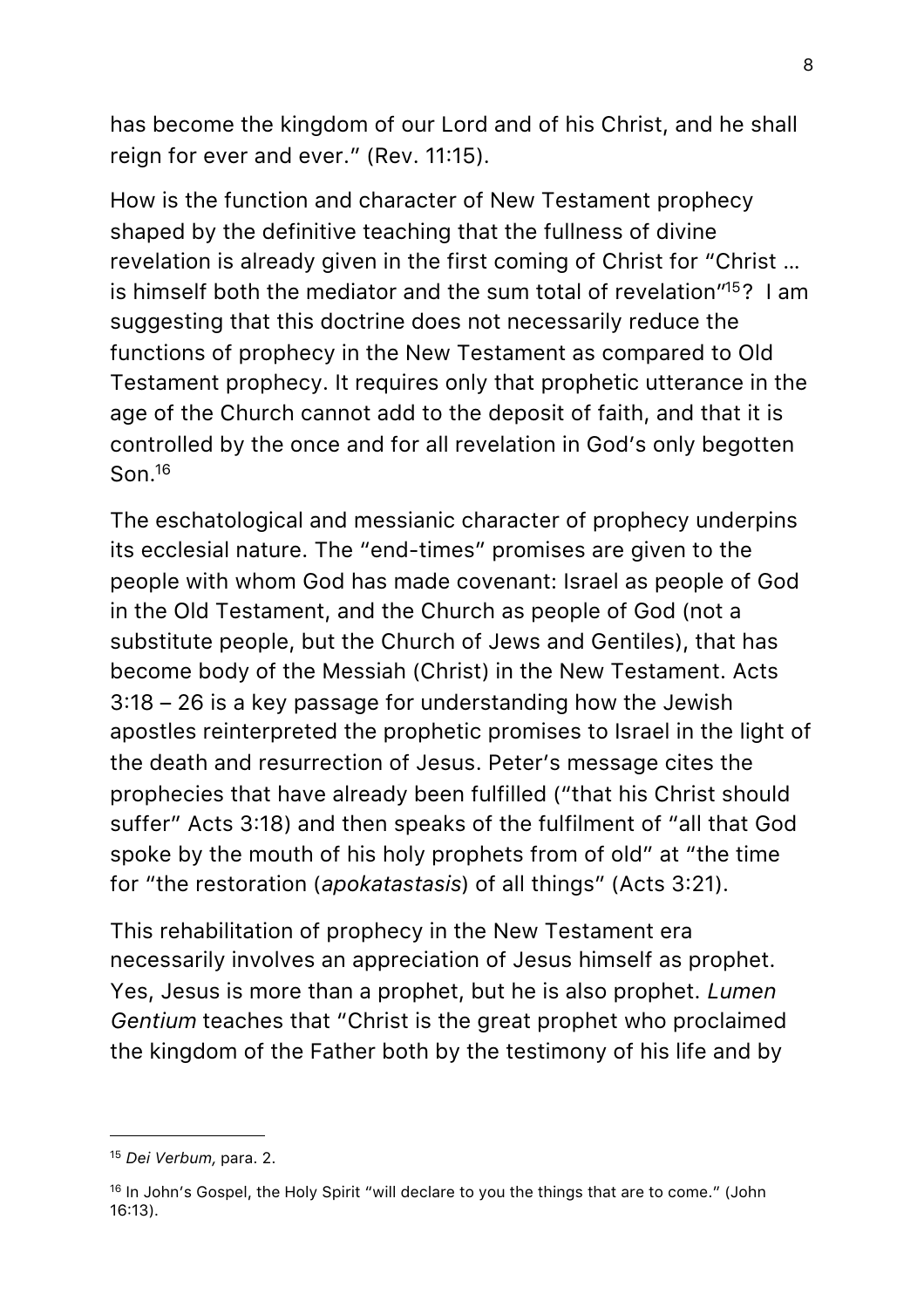has become the kingdom of our Lord and of his Christ, and he shall reign for ever and ever." (Rev. 11:15).

How is the function and character of New Testament prophecy shaped by the definitive teaching that the fullness of divine revelation is already given in the first coming of Christ for "Christ … is himself both the mediator and the sum total of revelation"[15]? I am suggesting that this doctrine does not necessarily reduce the functions of prophecy in the New Testament as compared to Old Testament prophecy. It requires only that prophetic utterance in the age of the Church cannot add to the deposit of faith, and that it is controlled by the once and for all revelation in God's only begotten Son.[16]

The eschatological and messianic character of prophecy underpins its ecclesial nature. The "end-times" promises are given to the people with whom God has made covenant: Israel as people of God in the Old Testament, and the Church as people of God (not a substitute people, but the Church of Jews and Gentiles), that has become body of the Messiah (Christ) in the New Testament. Acts 3:18 – 26 is a key passage for understanding how the Jewish apostles reinterpreted the prophetic promises to Israel in the light of the death and resurrection of Jesus. Peter's message cites the prophecies that have already been fulfilled ("that his Christ should suffer" Acts 3:18) and then speaks of the fulfilment of "all that God spoke by the mouth of his holy prophets from of old" at "the time for "the restoration (*apokatastasis*) of all things" (Acts 3:21).

This rehabilitation of prophecy in the New Testament era necessarily involves an appreciation of Jesus himself as prophet. Yes, Jesus is more than a prophet, but he is also prophet. *Lumen Gentium* teaches that "Christ is the great prophet who proclaimed the kingdom of the Father both by the testimony of his life and by

---

[15] *Dei Verbum,* para. 2.

[16] In John's Gospel, the Holy Spirit "will declare to you the things that are to come." (John 16:13).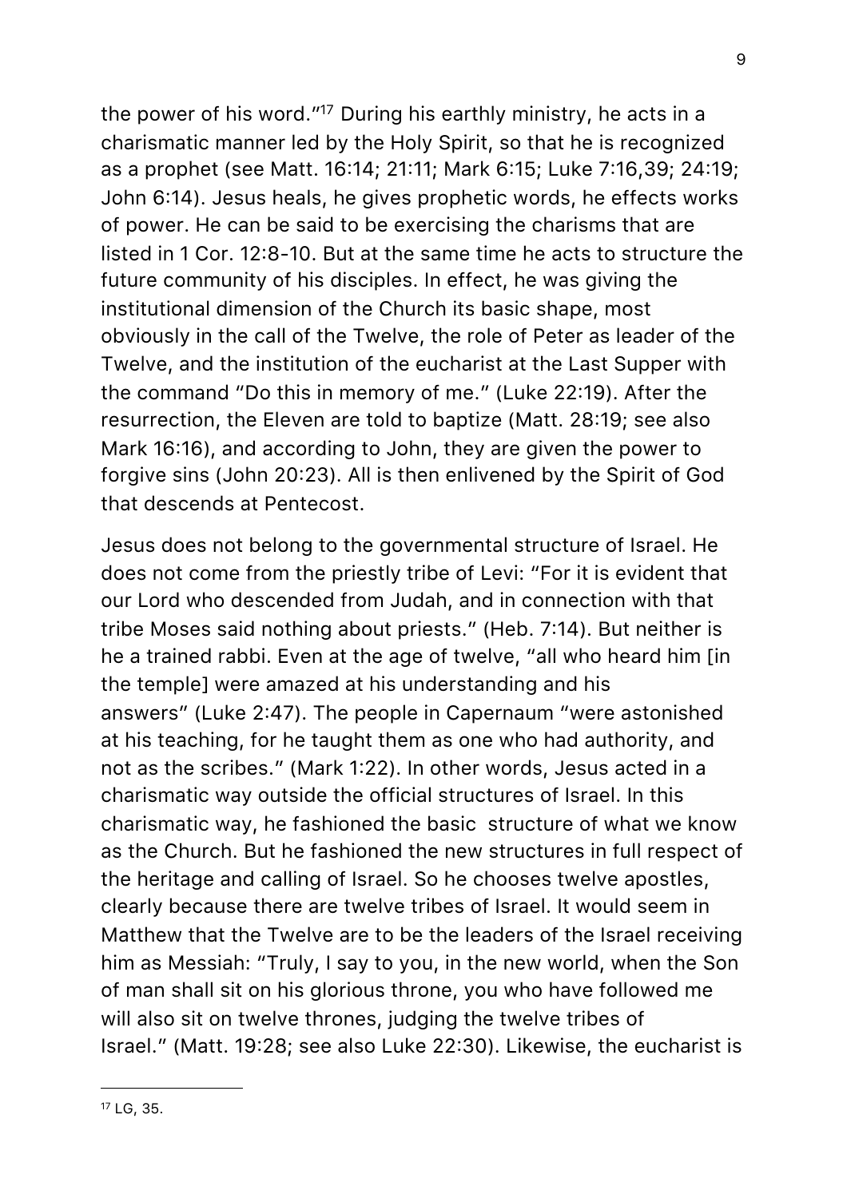the power of his word."[17] During his earthly ministry, he acts in a charismatic manner led by the Holy Spirit, so that he is recognized as a prophet (see Matt. 16:14; 21:11; Mark 6:15; Luke 7:16,39; 24:19; John 6:14). Jesus heals, he gives prophetic words, he effects works of power. He can be said to be exercising the charisms that are listed in 1 Cor. 12:8-10. But at the same time he acts to structure the future community of his disciples. In effect, he was giving the institutional dimension of the Church its basic shape, most obviously in the call of the Twelve, the role of Peter as leader of the Twelve, and the institution of the eucharist at the Last Supper with the command "Do this in memory of me." (Luke 22:19). After the resurrection, the Eleven are told to baptize (Matt. 28:19; see also Mark 16:16), and according to John, they are given the power to forgive sins (John 20:23). All is then enlivened by the Spirit of God that descends at Pentecost.

Jesus does not belong to the governmental structure of Israel. He does not come from the priestly tribe of Levi: "For it is evident that our Lord who descended from Judah, and in connection with that tribe Moses said nothing about priests." (Heb. 7:14). But neither is he a trained rabbi. Even at the age of twelve, "all who heard him [in the temple] were amazed at his understanding and his answers" (Luke 2:47). The people in Capernaum "were astonished at his teaching, for he taught them as one who had authority, and not as the scribes." (Mark 1:22). In other words, Jesus acted in a charismatic way outside the official structures of Israel. In this charismatic way, he fashioned the basic structure of what we know as the Church. But he fashioned the new structures in full respect of the heritage and calling of Israel. So he chooses twelve apostles, clearly because there are twelve tribes of Israel. It would seem in Matthew that the Twelve are to be the leaders of the Israel receiving him as Messiah: "Truly, I say to you, in the new world, when the Son of man shall sit on his glorious throne, you who have followed me will also sit on twelve thrones, judging the twelve tribes of Israel." (Matt. 19:28; see also Luke 22:30). Likewise, the eucharist is

---

[17] LG, 35.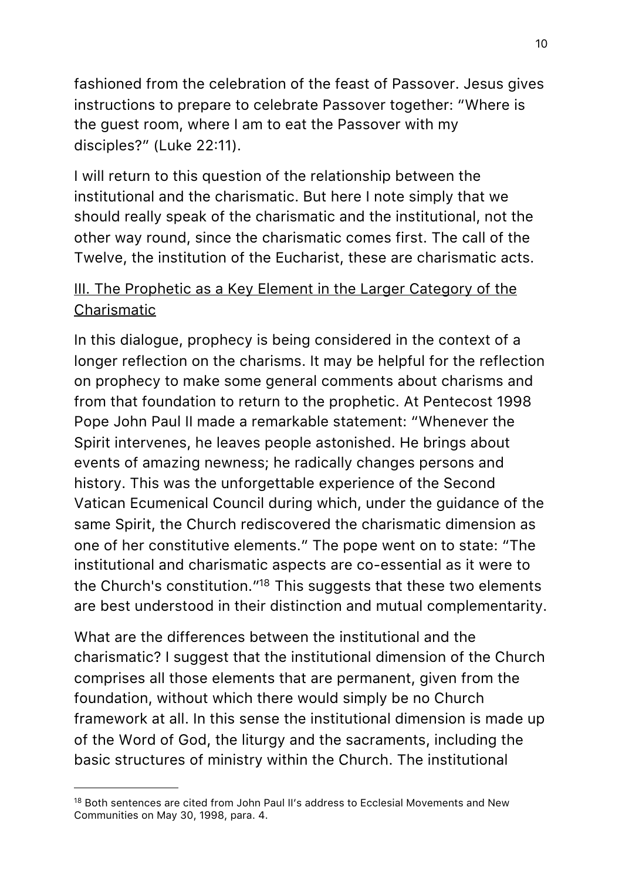fashioned from the celebration of the feast of Passover. Jesus gives instructions to prepare to celebrate Passover together: "Where is the guest room, where I am to eat the Passover with my disciples?" (Luke 22:11).

I will return to this question of the relationship between the institutional and the charismatic. But here I note simply that we should really speak of the charismatic and the institutional, not the other way round, since the charismatic comes first. The call of the Twelve, the institution of the Eucharist, these are charismatic acts.

## III. The Prophetic as a Key Element in the Larger Category of the Charismatic

In this dialogue, prophecy is being considered in the context of a longer reflection on the charisms. It may be helpful for the reflection on prophecy to make some general comments about charisms and from that foundation to return to the prophetic. At Pentecost 1998 Pope John Paul II made a remarkable statement: "Whenever the Spirit intervenes, he leaves people astonished. He brings about events of amazing newness; he radically changes persons and history. This was the unforgettable experience of the Second Vatican Ecumenical Council during which, under the guidance of the same Spirit, the Church rediscovered the charismatic dimension as one of her constitutive elements." The pope went on to state: "The institutional and charismatic aspects are co-essential as it were to the Church's constitution."[18] This suggests that these two elements are best understood in their distinction and mutual complementarity.

What are the differences between the institutional and the charismatic? I suggest that the institutional dimension of the Church comprises all those elements that are permanent, given from the foundation, without which there would simply be no Church framework at all. In this sense the institutional dimension is made up of the Word of God, the liturgy and the sacraments, including the basic structures of ministry within the Church. The institutional

---

[18] Both sentences are cited from John Paul II's address to Ecclesial Movements and New Communities on May 30, 1998, para. 4.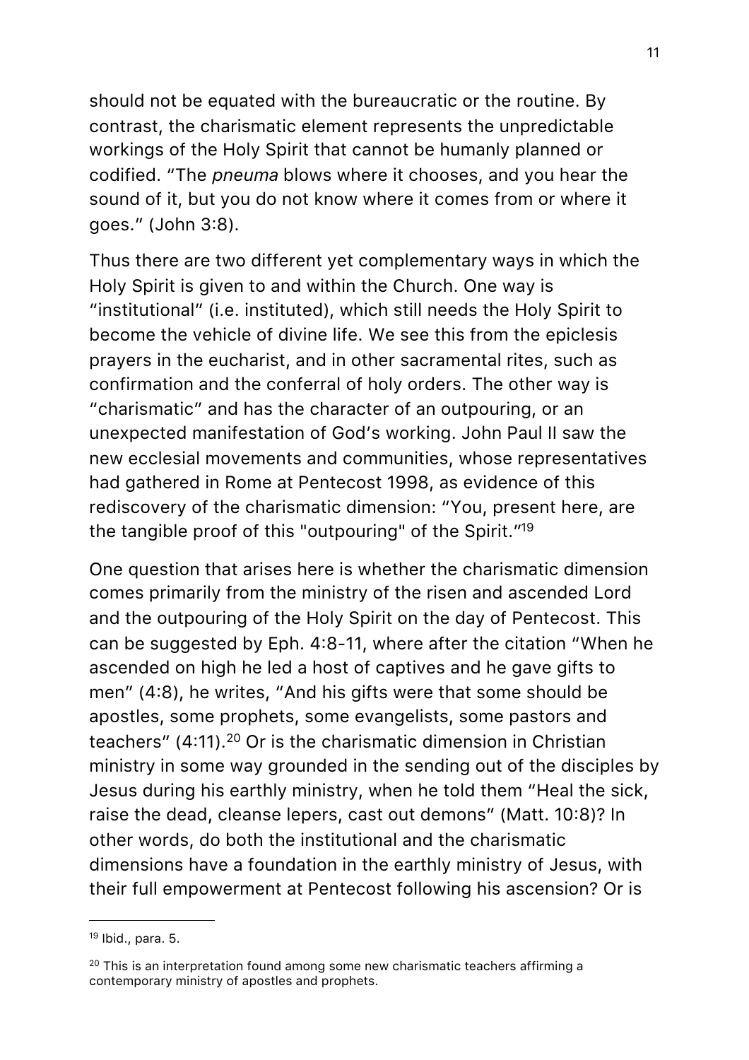should not be equated with the bureaucratic or the routine. By contrast, the charismatic element represents the unpredictable workings of the Holy Spirit that cannot be humanly planned or codified. "The *pneuma* blows where it chooses, and you hear the sound of it, but you do not know where it comes from or where it goes." (John 3:8).

Thus there are two different yet complementary ways in which the Holy Spirit is given to and within the Church. One way is "institutional" (i.e. instituted), which still needs the Holy Spirit to become the vehicle of divine life. We see this from the epiclesis prayers in the eucharist, and in other sacramental rites, such as confirmation and the conferral of holy orders. The other way is "charismatic" and has the character of an outpouring, or an unexpected manifestation of God's working. John Paul II saw the new ecclesial movements and communities, whose representatives had gathered in Rome at Pentecost 1998, as evidence of this rediscovery of the charismatic dimension: "You, present here, are the tangible proof of this "outpouring" of the Spirit."[19]

One question that arises here is whether the charismatic dimension comes primarily from the ministry of the risen and ascended Lord and the outpouring of the Holy Spirit on the day of Pentecost. This can be suggested by Eph. 4:8-11, where after the citation "When he ascended on high he led a host of captives and he gave gifts to men" (4:8), he writes, "And his gifts were that some should be apostles, some prophets, some evangelists, some pastors and teachers" (4:11).[20] Or is the charismatic dimension in Christian ministry in some way grounded in the sending out of the disciples by Jesus during his earthly ministry, when he told them "Heal the sick, raise the dead, cleanse lepers, cast out demons" (Matt. 10:8)? In other words, do both the institutional and the charismatic dimensions have a foundation in the earthly ministry of Jesus, with their full empowerment at Pentecost following his ascension? Or is

---

[19] Ibid., para. 5.

[20] This is an interpretation found among some new charismatic teachers affirming a contemporary ministry of apostles and prophets.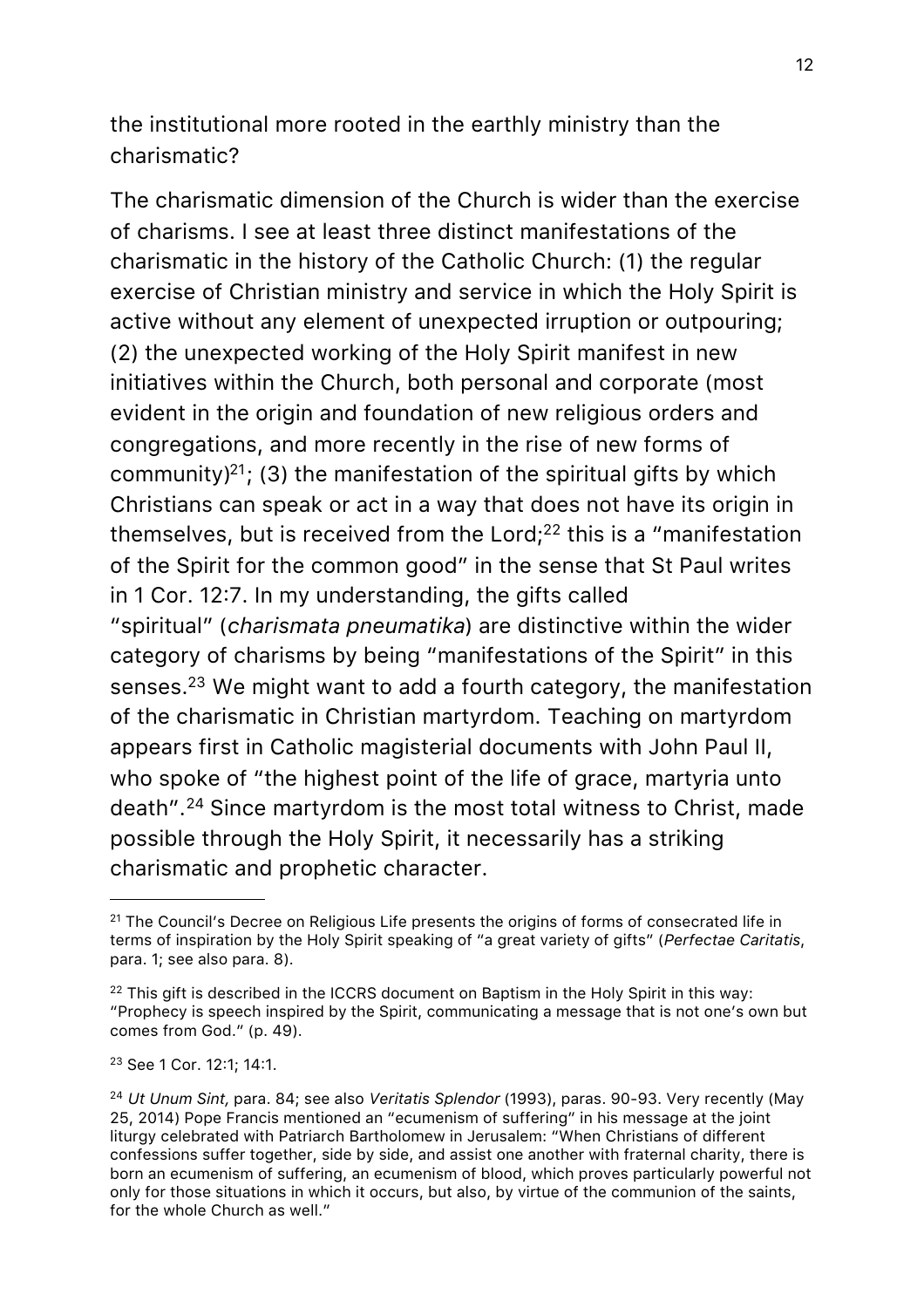the institutional more rooted in the earthly ministry than the charismatic?

The charismatic dimension of the Church is wider than the exercise of charisms. I see at least three distinct manifestations of the charismatic in the history of the Catholic Church: (1) the regular exercise of Christian ministry and service in which the Holy Spirit is active without any element of unexpected irruption or outpouring; (2) the unexpected working of the Holy Spirit manifest in new initiatives within the Church, both personal and corporate (most evident in the origin and foundation of new religious orders and congregations, and more recently in the rise of new forms of community)[21]; (3) the manifestation of the spiritual gifts by which Christians can speak or act in a way that does not have its origin in themselves, but is received from the Lord;[22] this is a "manifestation of the Spirit for the common good" in the sense that St Paul writes in 1 Cor. 12:7. In my understanding, the gifts called "spiritual" (*charismata pneumatika*) are distinctive within the wider category of charisms by being "manifestations of the Spirit" in this senses.[23] We might want to add a fourth category, the manifestation of the charismatic in Christian martyrdom. Teaching on martyrdom appears first in Catholic magisterial documents with John Paul II, who spoke of "the highest point of the life of grace, martyria unto death".[24] Since martyrdom is the most total witness to Christ, made possible through the Holy Spirit, it necessarily has a striking charismatic and prophetic character.

---

[21] The Council's Decree on Religious Life presents the origins of forms of consecrated life in terms of inspiration by the Holy Spirit speaking of "a great variety of gifts" (*Perfectae Caritatis*, para. 1; see also para. 8).

[22] This gift is described in the ICCRS document on Baptism in the Holy Spirit in this way: "Prophecy is speech inspired by the Spirit, communicating a message that is not one's own but comes from God." (p. 49).

[23] See 1 Cor. 12:1; 14:1.

[24] *Ut Unum Sint,* para. 84; see also *Veritatis Splendor* (1993), paras. 90-93. Very recently (May 25, 2014) Pope Francis mentioned an "ecumenism of suffering" in his message at the joint liturgy celebrated with Patriarch Bartholomew in Jerusalem: "When Christians of different confessions suffer together, side by side, and assist one another with fraternal charity, there is born an ecumenism of suffering, an ecumenism of blood, which proves particularly powerful not only for those situations in which it occurs, but also, by virtue of the communion of the saints, for the whole Church as well."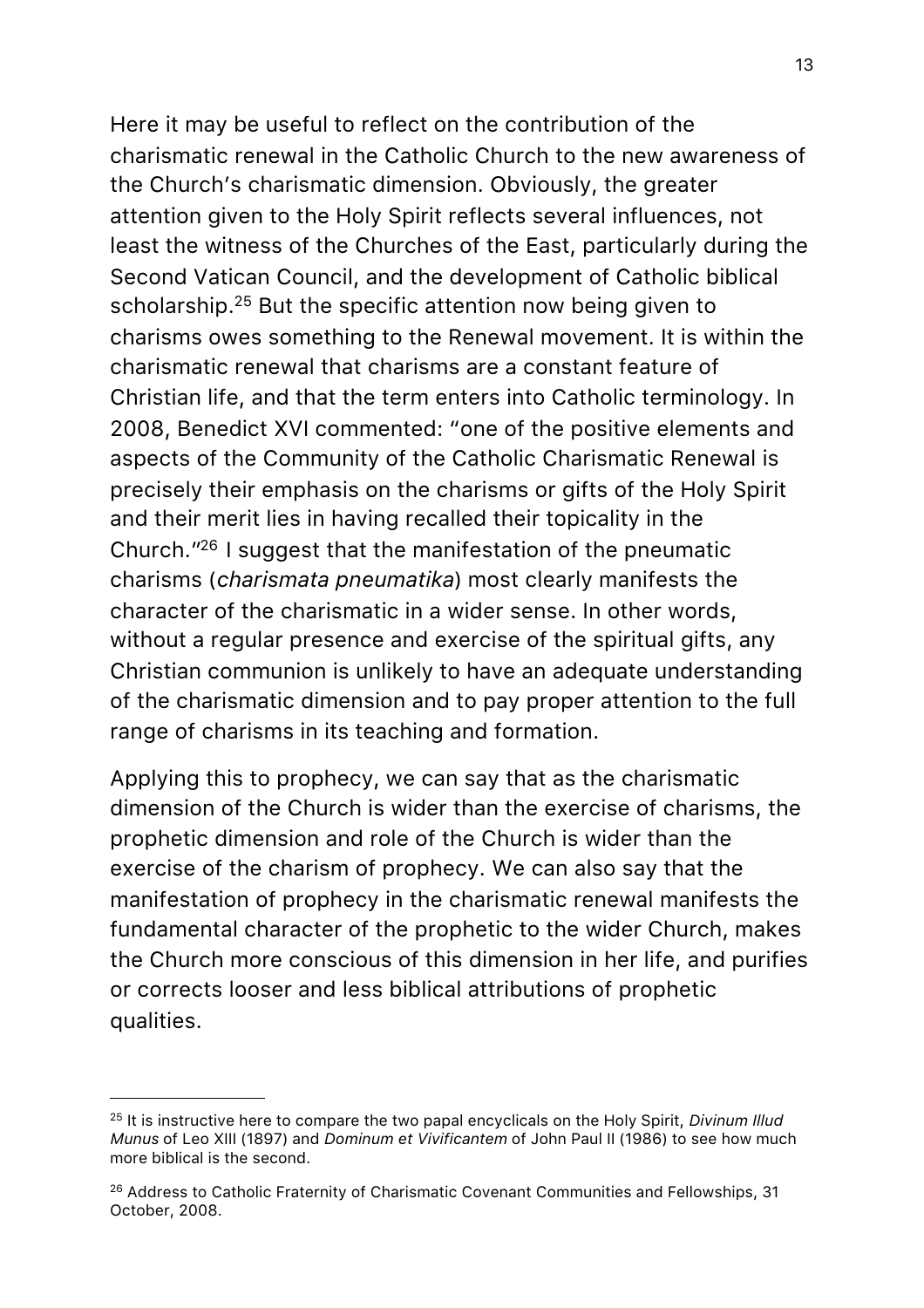Here it may be useful to reflect on the contribution of the charismatic renewal in the Catholic Church to the new awareness of the Church's charismatic dimension. Obviously, the greater attention given to the Holy Spirit reflects several influences, not least the witness of the Churches of the East, particularly during the Second Vatican Council, and the development of Catholic biblical scholarship.[25] But the specific attention now being given to charisms owes something to the Renewal movement. It is within the charismatic renewal that charisms are a constant feature of Christian life, and that the term enters into Catholic terminology. In 2008, Benedict XVI commented: "one of the positive elements and aspects of the Community of the Catholic Charismatic Renewal is precisely their emphasis on the charisms or gifts of the Holy Spirit and their merit lies in having recalled their topicality in the Church."[26] I suggest that the manifestation of the pneumatic charisms (*charismata pneumatika*) most clearly manifests the character of the charismatic in a wider sense. In other words, without a regular presence and exercise of the spiritual gifts, any Christian communion is unlikely to have an adequate understanding of the charismatic dimension and to pay proper attention to the full range of charisms in its teaching and formation.

Applying this to prophecy, we can say that as the charismatic dimension of the Church is wider than the exercise of charisms, the prophetic dimension and role of the Church is wider than the exercise of the charism of prophecy. We can also say that the manifestation of prophecy in the charismatic renewal manifests the fundamental character of the prophetic to the wider Church, makes the Church more conscious of this dimension in her life, and purifies or corrects looser and less biblical attributions of prophetic qualities.

---

[25] It is instructive here to compare the two papal encyclicals on the Holy Spirit, *Divinum Illud Munus* of Leo XIII (1897) and *Dominum et Vivificantem* of John Paul II (1986) to see how much more biblical is the second.

[26] Address to Catholic Fraternity of Charismatic Covenant Communities and Fellowships, 31 October, 2008.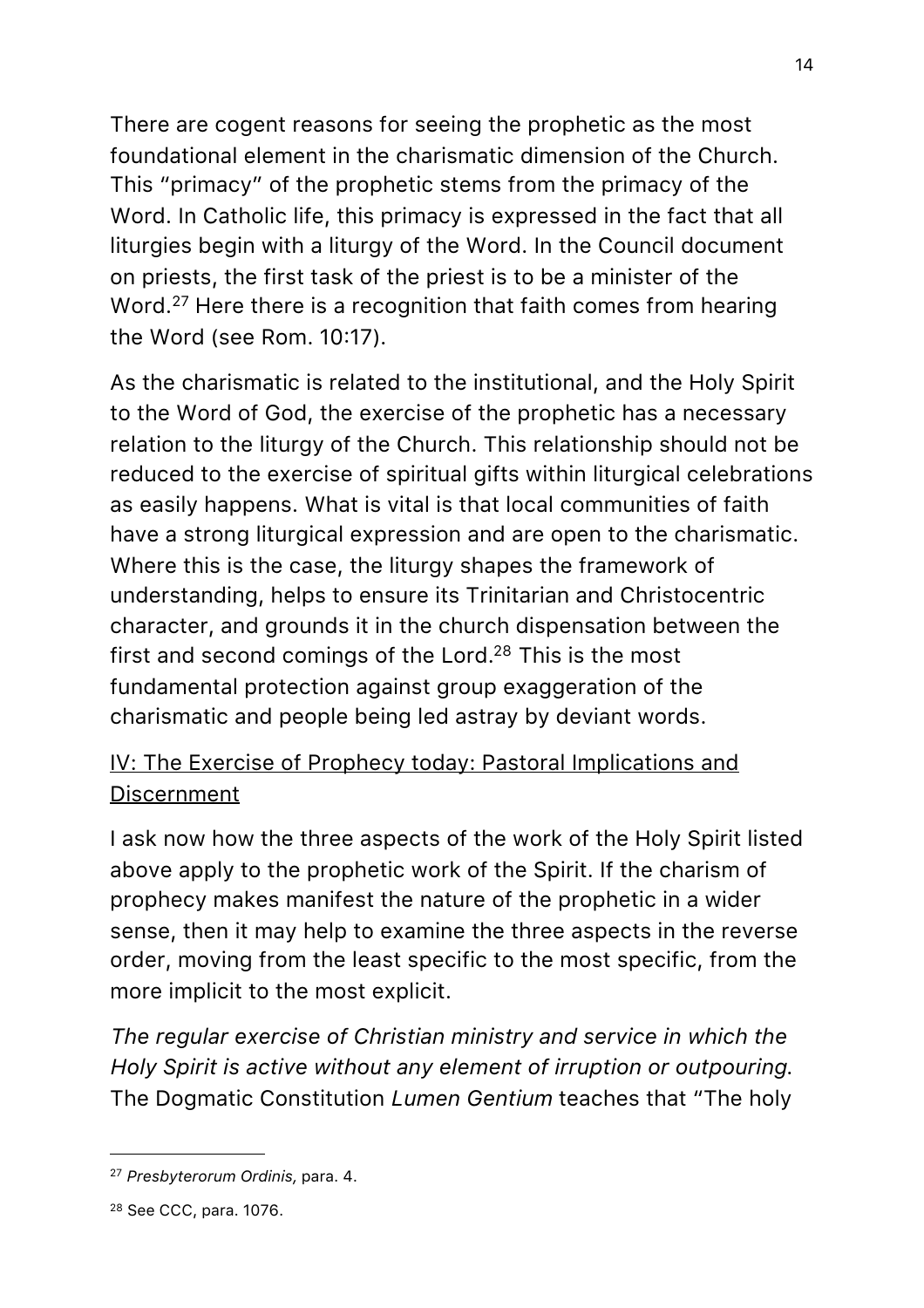There are cogent reasons for seeing the prophetic as the most foundational element in the charismatic dimension of the Church. This "primacy" of the prophetic stems from the primacy of the Word. In Catholic life, this primacy is expressed in the fact that all liturgies begin with a liturgy of the Word. In the Council document on priests, the first task of the priest is to be a minister of the Word.[27] Here there is a recognition that faith comes from hearing the Word (see Rom. 10:17).

As the charismatic is related to the institutional, and the Holy Spirit to the Word of God, the exercise of the prophetic has a necessary relation to the liturgy of the Church. This relationship should not be reduced to the exercise of spiritual gifts within liturgical celebrations as easily happens. What is vital is that local communities of faith have a strong liturgical expression and are open to the charismatic. Where this is the case, the liturgy shapes the framework of understanding, helps to ensure its Trinitarian and Christocentric character, and grounds it in the church dispensation between the first and second comings of the Lord.[28] This is the most fundamental protection against group exaggeration of the charismatic and people being led astray by deviant words.

## IV: The Exercise of Prophecy today: Pastoral Implications and Discernment

I ask now how the three aspects of the work of the Holy Spirit listed above apply to the prophetic work of the Spirit. If the charism of prophecy makes manifest the nature of the prophetic in a wider sense, then it may help to examine the three aspects in the reverse order, moving from the least specific to the most specific, from the more implicit to the most explicit.

*The regular exercise of Christian ministry and service in which the Holy Spirit is active without any element of irruption or outpouring.* The Dogmatic Constitution *Lumen Gentium* teaches that "The holy

---

[27] *Presbyterorum Ordinis,* para. 4.

[28] See CCC, para. 1076.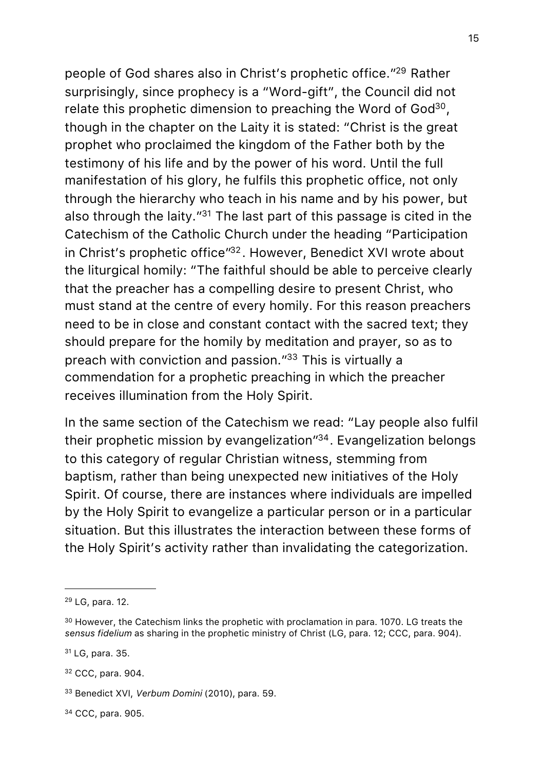people of God shares also in Christ's prophetic office."[29] Rather surprisingly, since prophecy is a "Word-gift", the Council did not relate this prophetic dimension to preaching the Word of God[30], though in the chapter on the Laity it is stated: "Christ is the great prophet who proclaimed the kingdom of the Father both by the testimony of his life and by the power of his word. Until the full manifestation of his glory, he fulfils this prophetic office, not only through the hierarchy who teach in his name and by his power, but also through the laity."[31] The last part of this passage is cited in the Catechism of the Catholic Church under the heading "Participation in Christ's prophetic office"[32]. However, Benedict XVI wrote about the liturgical homily: "The faithful should be able to perceive clearly that the preacher has a compelling desire to present Christ, who must stand at the centre of every homily. For this reason preachers need to be in close and constant contact with the sacred text; they should prepare for the homily by meditation and prayer, so as to preach with conviction and passion."[33] This is virtually a commendation for a prophetic preaching in which the preacher receives illumination from the Holy Spirit.

In the same section of the Catechism we read: "Lay people also fulfil their prophetic mission by evangelization"[34]. Evangelization belongs to this category of regular Christian witness, stemming from baptism, rather than being unexpected new initiatives of the Holy Spirit. Of course, there are instances where individuals are impelled by the Holy Spirit to evangelize a particular person or in a particular situation. But this illustrates the interaction between these forms of the Holy Spirit's activity rather than invalidating the categorization.

---

[29] LG, para. 12.

[30] However, the Catechism links the prophetic with proclamation in para. 1070. LG treats the *sensus fidelium* as sharing in the prophetic ministry of Christ (LG, para. 12; CCC, para. 904).

[31] LG, para. 35.

[32] CCC, para. 904.

[33] Benedict XVI, *Verbum Domini* (2010), para. 59.

[34] CCC, para. 905.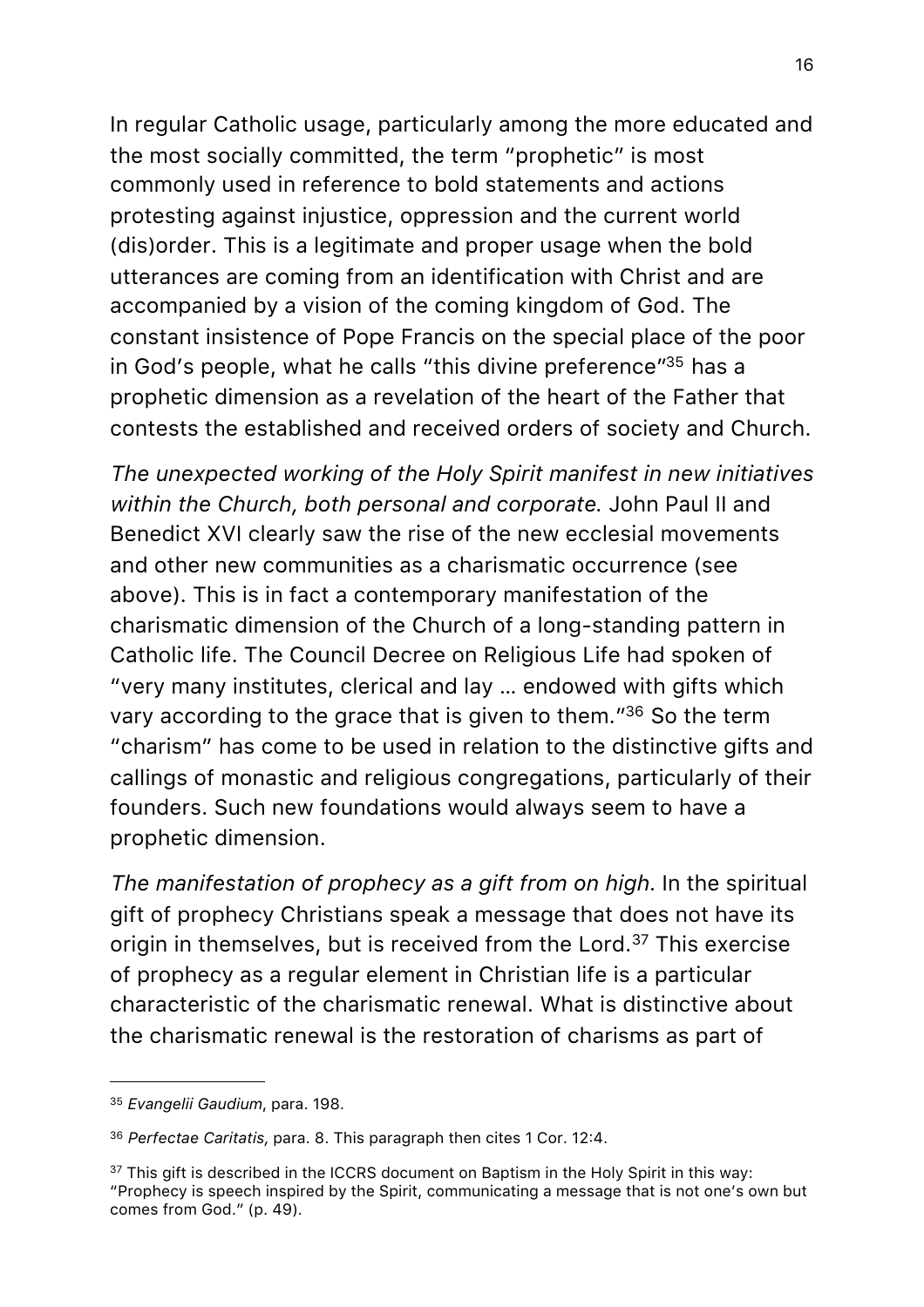In regular Catholic usage, particularly among the more educated and the most socially committed, the term "prophetic" is most commonly used in reference to bold statements and actions protesting against injustice, oppression and the current world (dis)order. This is a legitimate and proper usage when the bold utterances are coming from an identification with Christ and are accompanied by a vision of the coming kingdom of God. The constant insistence of Pope Francis on the special place of the poor in God's people, what he calls "this divine preference"[35] has a prophetic dimension as a revelation of the heart of the Father that contests the established and received orders of society and Church.

*The unexpected working of the Holy Spirit manifest in new initiatives within the Church, both personal and corporate.* John Paul II and Benedict XVI clearly saw the rise of the new ecclesial movements and other new communities as a charismatic occurrence (see above). This is in fact a contemporary manifestation of the charismatic dimension of the Church of a long-standing pattern in Catholic life. The Council Decree on Religious Life had spoken of "very many institutes, clerical and lay … endowed with gifts which vary according to the grace that is given to them."[36] So the term "charism" has come to be used in relation to the distinctive gifts and callings of monastic and religious congregations, particularly of their founders. Such new foundations would always seem to have a prophetic dimension.

*The manifestation of prophecy as a gift from on high*. In the spiritual gift of prophecy Christians speak a message that does not have its origin in themselves, but is received from the Lord.[37] This exercise of prophecy as a regular element in Christian life is a particular characteristic of the charismatic renewal. What is distinctive about the charismatic renewal is the restoration of charisms as part of

---

[35] *Evangelii Gaudium*, para. 198.

[36] *Perfectae Caritatis,* para. 8. This paragraph then cites 1 Cor. 12:4.

[37] This gift is described in the ICCRS document on Baptism in the Holy Spirit in this way: "Prophecy is speech inspired by the Spirit, communicating a message that is not one's own but comes from God." (p. 49).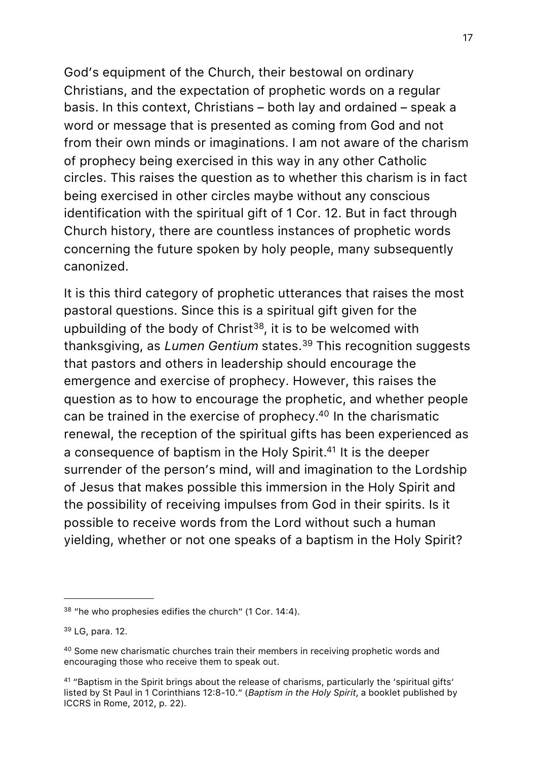God's equipment of the Church, their bestowal on ordinary Christians, and the expectation of prophetic words on a regular basis. In this context, Christians – both lay and ordained – speak a word or message that is presented as coming from God and not from their own minds or imaginations. I am not aware of the charism of prophecy being exercised in this way in any other Catholic circles. This raises the question as to whether this charism is in fact being exercised in other circles maybe without any conscious identification with the spiritual gift of 1 Cor. 12. But in fact through Church history, there are countless instances of prophetic words concerning the future spoken by holy people, many subsequently canonized.

It is this third category of prophetic utterances that raises the most pastoral questions. Since this is a spiritual gift given for the upbuilding of the body of Christ[38], it is to be welcomed with thanksgiving, as *Lumen Gentium* states.[39] This recognition suggests that pastors and others in leadership should encourage the emergence and exercise of prophecy. However, this raises the question as to how to encourage the prophetic, and whether people can be trained in the exercise of prophecy.[40] In the charismatic renewal, the reception of the spiritual gifts has been experienced as a consequence of baptism in the Holy Spirit.[41] It is the deeper surrender of the person's mind, will and imagination to the Lordship of Jesus that makes possible this immersion in the Holy Spirit and the possibility of receiving impulses from God in their spirits. Is it possible to receive words from the Lord without such a human yielding, whether or not one speaks of a baptism in the Holy Spirit?

---

[38] "he who prophesies edifies the church" (1 Cor. 14:4).

[39] LG, para. 12.

[40] Some new charismatic churches train their members in receiving prophetic words and encouraging those who receive them to speak out.

[41] "Baptism in the Spirit brings about the release of charisms, particularly the 'spiritual gifts' listed by St Paul in 1 Corinthians 12:8-10." (*Baptism in the Holy Spirit*, a booklet published by ICCRS in Rome, 2012, p. 22).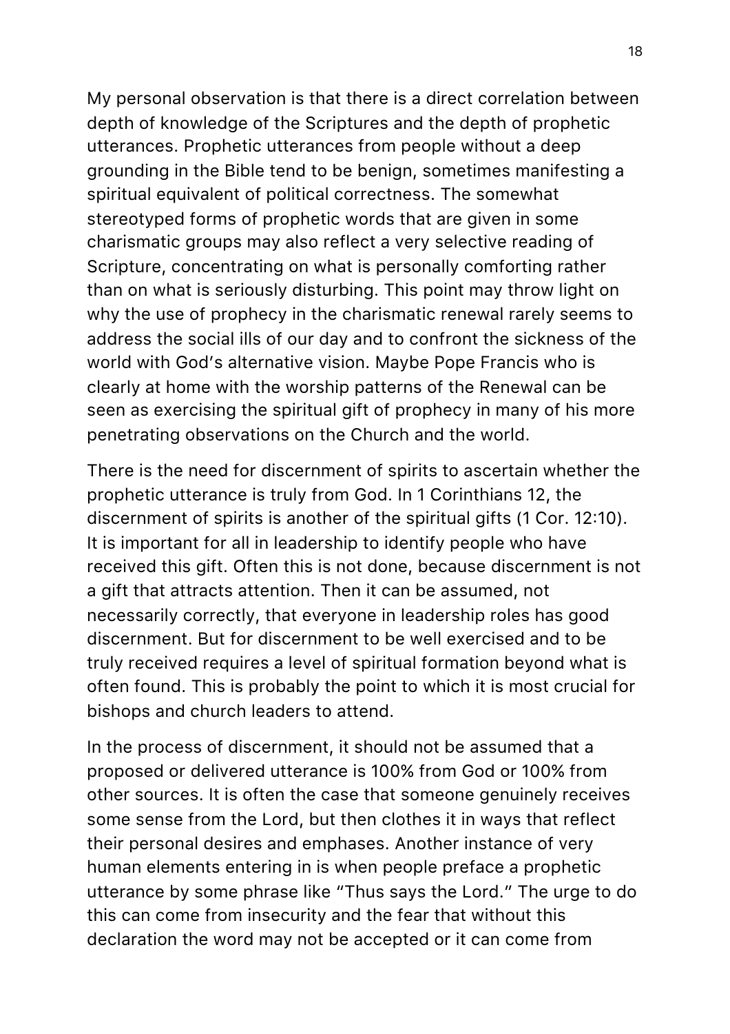My personal observation is that there is a direct correlation between depth of knowledge of the Scriptures and the depth of prophetic utterances. Prophetic utterances from people without a deep grounding in the Bible tend to be benign, sometimes manifesting a spiritual equivalent of political correctness. The somewhat stereotyped forms of prophetic words that are given in some charismatic groups may also reflect a very selective reading of Scripture, concentrating on what is personally comforting rather than on what is seriously disturbing. This point may throw light on why the use of prophecy in the charismatic renewal rarely seems to address the social ills of our day and to confront the sickness of the world with God's alternative vision. Maybe Pope Francis who is clearly at home with the worship patterns of the Renewal can be seen as exercising the spiritual gift of prophecy in many of his more penetrating observations on the Church and the world.

There is the need for discernment of spirits to ascertain whether the prophetic utterance is truly from God. In 1 Corinthians 12, the discernment of spirits is another of the spiritual gifts (1 Cor. 12:10). It is important for all in leadership to identify people who have received this gift. Often this is not done, because discernment is not a gift that attracts attention. Then it can be assumed, not necessarily correctly, that everyone in leadership roles has good discernment. But for discernment to be well exercised and to be truly received requires a level of spiritual formation beyond what is often found. This is probably the point to which it is most crucial for bishops and church leaders to attend.

In the process of discernment, it should not be assumed that a proposed or delivered utterance is 100% from God or 100% from other sources. It is often the case that someone genuinely receives some sense from the Lord, but then clothes it in ways that reflect their personal desires and emphases. Another instance of very human elements entering in is when people preface a prophetic utterance by some phrase like "Thus says the Lord." The urge to do this can come from insecurity and the fear that without this declaration the word may not be accepted or it can come from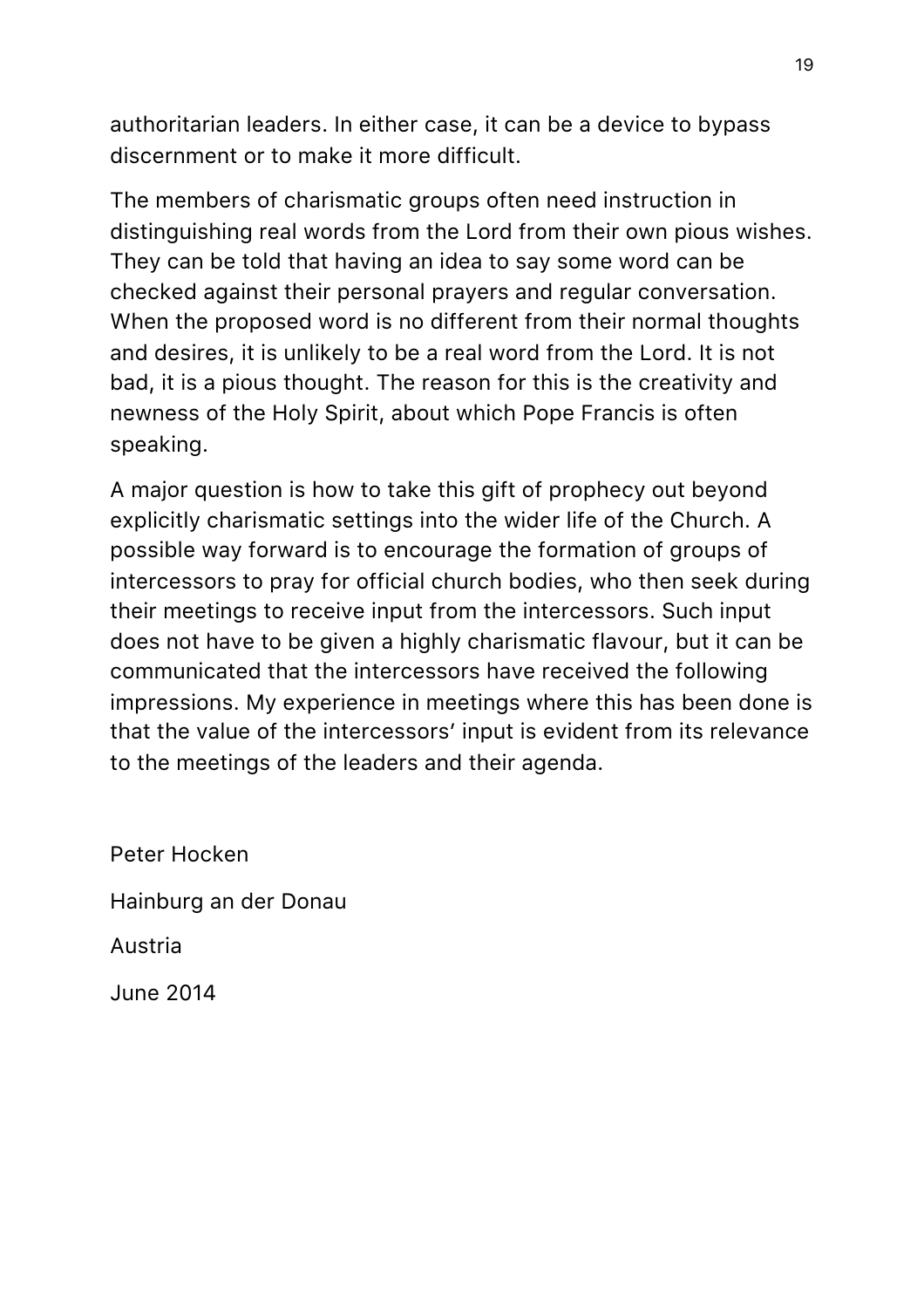authoritarian leaders. In either case, it can be a device to bypass discernment or to make it more difficult.

The members of charismatic groups often need instruction in distinguishing real words from the Lord from their own pious wishes. They can be told that having an idea to say some word can be checked against their personal prayers and regular conversation. When the proposed word is no different from their normal thoughts and desires, it is unlikely to be a real word from the Lord. It is not bad, it is a pious thought. The reason for this is the creativity and newness of the Holy Spirit, about which Pope Francis is often speaking.

A major question is how to take this gift of prophecy out beyond explicitly charismatic settings into the wider life of the Church. A possible way forward is to encourage the formation of groups of intercessors to pray for official church bodies, who then seek during their meetings to receive input from the intercessors. Such input does not have to be given a highly charismatic flavour, but it can be communicated that the intercessors have received the following impressions. My experience in meetings where this has been done is that the value of the intercessors' input is evident from its relevance to the meetings of the leaders and their agenda.

Peter Hocken

Hainburg an der Donau

Austria

June 2014